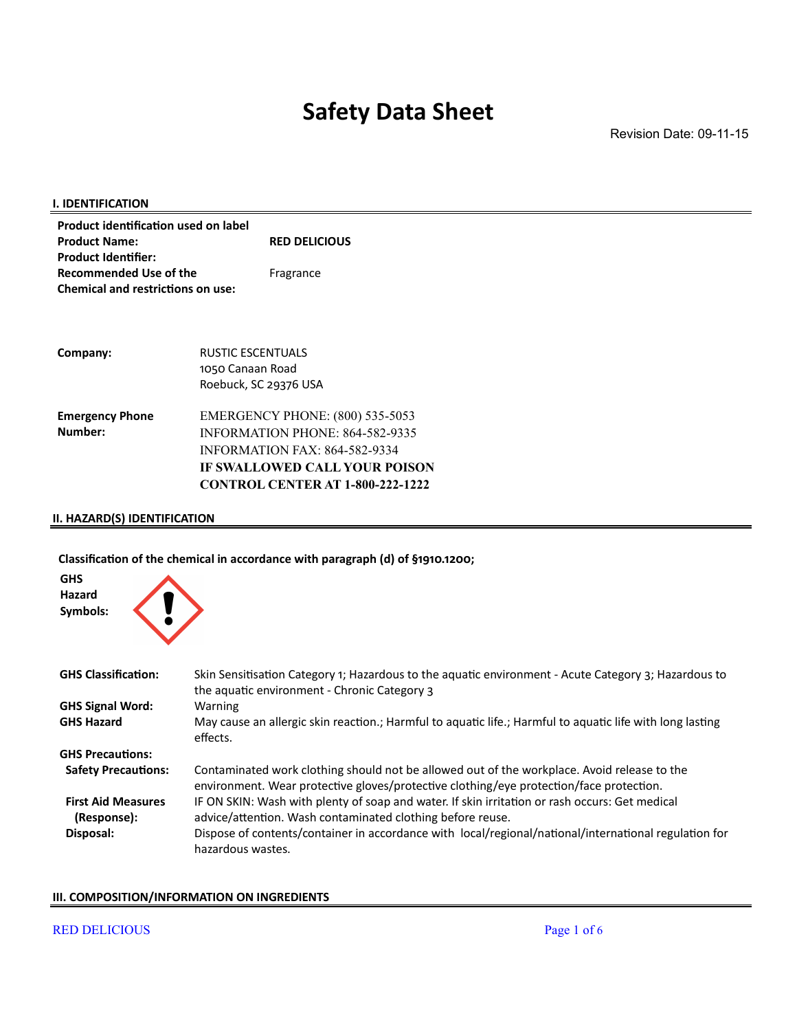# Safety Data Sheet

Revision Date: 09-11-15

## I. IDENTIFICATION

| | |
|---|---|
| **Product identification used on label** | |
| **Product Name:** | **RED DELICIOUS** |
| **Product Identifier:** | |
| **Recommended Use of the Chemical and restrictions on use:** | Fragrance |

| | |
|---|---|
| **Company:** | RUSTIC ESCENTUALS<br>1050 Canaan Road<br>Roebuck, SC 29376 USA |
| **Emergency Phone Number:** | EMERGENCY PHONE: (800) 535-5053<br>INFORMATION PHONE: 864-582-9335<br>INFORMATION FAX: 864-582-9334<br>**IF SWALLOWED CALL YOUR POISON CONTROL CENTER AT 1-800-222-1222** |

## II. HAZARD(S) IDENTIFICATION

**Classification of the chemical in accordance with paragraph (d) of §1910.1200;**

**GHS Hazard Symbols:**

| | |
|---|---|
| **GHS Classification:** | Skin Sensitisation Category 1; Hazardous to the aquatic environment - Acute Category 3; Hazardous to the aquatic environment - Chronic Category 3 |
| **GHS Signal Word:** | Warning |
| **GHS Hazard** | May cause an allergic skin reaction.; Harmful to aquatic life.; Harmful to aquatic life with long lasting effects. |
| **GHS Precautions:** | |
| **Safety Precautions:** | Contaminated work clothing should not be allowed out of the workplace. Avoid release to the environment. Wear protective gloves/protective clothing/eye protection/face protection. |
| **First Aid Measures (Response):** | IF ON SKIN: Wash with plenty of soap and water. If skin irritation or rash occurs: Get medical advice/attention. Wash contaminated clothing before reuse. |
| **Disposal:** | Dispose of contents/container in accordance with local/regional/national/international regulation for hazardous wastes. |

## III. COMPOSITION/INFORMATION ON INGREDIENTS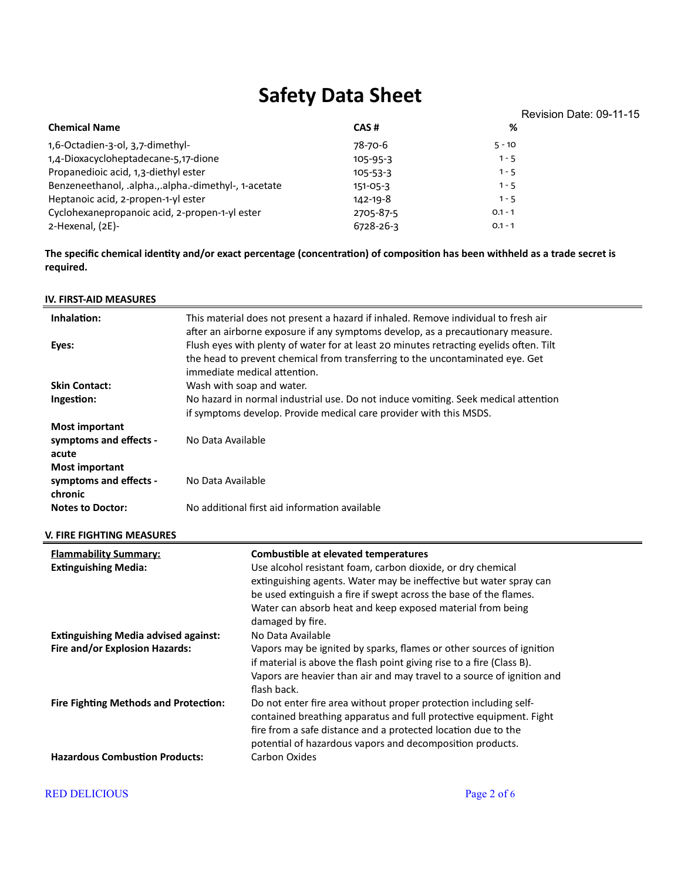# Safety Data Sheet

Revision Date: 09-11-15

| Chemical Name | CAS # | % |
| --- | --- | --- |
| 1,6-Octadien-3-ol, 3,7-dimethyl- | 78-70-6 | 5 - 10 |
| 1,4-Dioxacycloheptadecane-5,17-dione | 105-95-3 | 1 - 5 |
| Propanedioic acid, 1,3-diethyl ester | 105-53-3 | 1 - 5 |
| Benzeneethanol, .alpha.,.alpha.-dimethyl-, 1-acetate | 151-05-3 | 1 - 5 |
| Heptanoic acid, 2-propen-1-yl ester | 142-19-8 | 1 - 5 |
| Cyclohexanepropanoic acid, 2-propen-1-yl ester | 2705-87-5 | 0.1 - 1 |
| 2-Hexenal, (2E)- | 6728-26-3 | 0.1 - 1 |

**The specific chemical identity and/or exact percentage (concentration) of composition has been withheld as a trade secret is required.**

## IV. FIRST-AID MEASURES

| | |
| --- | --- |
| **Inhalation:** | This material does not present a hazard if inhaled. Remove individual to fresh air after an airborne exposure if any symptoms develop, as a precautionary measure. |
| **Eyes:** | Flush eyes with plenty of water for at least 20 minutes retracting eyelids often. Tilt the head to prevent chemical from transferring to the uncontaminated eye. Get immediate medical attention. |
| **Skin Contact:** | Wash with soap and water. |
| **Ingestion:** | No hazard in normal industrial use. Do not induce vomiting. Seek medical attention if symptoms develop. Provide medical care provider with this MSDS. |
| **Most important symptoms and effects - acute** | No Data Available |
| **Most important symptoms and effects - chronic** | No Data Available |
| **Notes to Doctor:** | No additional first aid information available |

## V. FIRE FIGHTING MEASURES

| | |
| --- | --- |
| **Flammability Summary:** | **Combustible at elevated temperatures** |
| **Extinguishing Media:** | Use alcohol resistant foam, carbon dioxide, or dry chemical extinguishing agents. Water may be ineffective but water spray can be used extinguish a fire if swept across the base of the flames. Water can absorb heat and keep exposed material from being damaged by fire. |
| **Extinguishing Media advised against:** | No Data Available |
| **Fire and/or Explosion Hazards:** | Vapors may be ignited by sparks, flames or other sources of ignition if material is above the flash point giving rise to a fire (Class B). Vapors are heavier than air and may travel to a source of ignition and flash back. |
| **Fire Fighting Methods and Protection:** | Do not enter fire area without proper protection including self-contained breathing apparatus and full protective equipment. Fight fire from a safe distance and a protected location due to the potential of hazardous vapors and decomposition products. |
| **Hazardous Combustion Products:** | Carbon Oxides |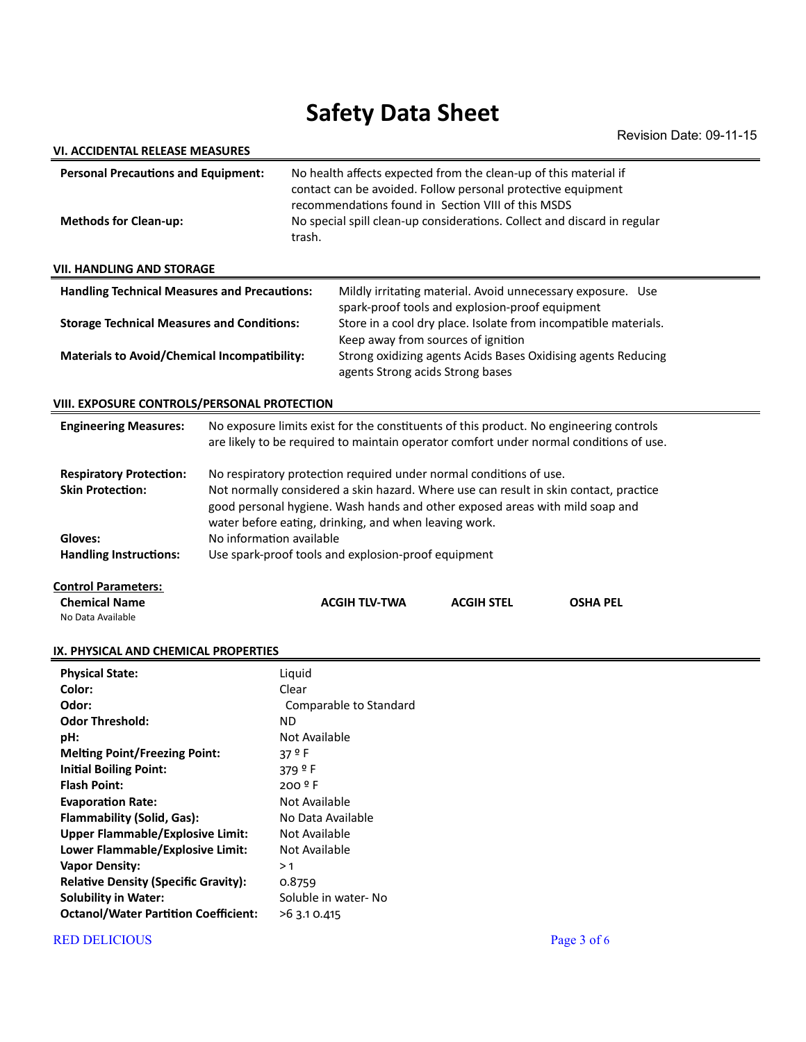# Safety Data Sheet

Revision Date: 09-11-15

## VI. ACCIDENTAL RELEASE MEASURES

| | |
|---|---|
| **Personal Precautions and Equipment:** | No health affects expected from the clean-up of this material if contact can be avoided. Follow personal protective equipment recommendations found in Section VIII of this MSDS |
| **Methods for Clean-up:** | No special spill clean-up considerations. Collect and discard in regular trash. |

## VII. HANDLING AND STORAGE

| | |
|---|---|
| **Handling Technical Measures and Precautions:** | Mildly irritating material. Avoid unnecessary exposure. Use spark-proof tools and explosion-proof equipment |
| **Storage Technical Measures and Conditions:** | Store in a cool dry place. Isolate from incompatible materials. Keep away from sources of ignition |
| **Materials to Avoid/Chemical Incompatibility:** | Strong oxidizing agents Acids Bases Oxidising agents Reducing agents Strong acids Strong bases |

## VIII. EXPOSURE CONTROLS/PERSONAL PROTECTION

| | |
|---|---|
| **Engineering Measures:** | No exposure limits exist for the constituents of this product. No engineering controls are likely to be required to maintain operator comfort under normal conditions of use. |
| **Respiratory Protection:** | No respiratory protection required under normal conditions of use. |
| **Skin Protection:** | Not normally considered a skin hazard. Where use can result in skin contact, practice good personal hygiene. Wash hands and other exposed areas with mild soap and water before eating, drinking, and when leaving work. |
| **Gloves:** | No information available |
| **Handling Instructions:** | Use spark-proof tools and explosion-proof equipment |

**Control Parameters:**

| Chemical Name | ACGIH TLV-TWA | ACGIH STEL | OSHA PEL |
|---|---|---|---|
| No Data Available | | | |

## IX. PHYSICAL AND CHEMICAL PROPERTIES

| | |
|---|---|
| **Physical State:** | Liquid |
| **Color:** | Clear |
| **Odor:** | Comparable to Standard |
| **Odor Threshold:** | ND |
| **pH:** | Not Available |
| **Melting Point/Freezing Point:** | 37 º F |
| **Initial Boiling Point:** | 379 º F |
| **Flash Point:** | 200 º F |
| **Evaporation Rate:** | Not Available |
| **Flammability (Solid, Gas):** | No Data Available |
| **Upper Flammable/Explosive Limit:** | Not Available |
| **Lower Flammable/Explosive Limit:** | Not Available |
| **Vapor Density:** | > 1 |
| **Relative Density (Specific Gravity):** | 0.8759 |
| **Solubility in Water:** | Soluble in water- No |
| **Octanol/Water Partition Coefficient:** | >6 3.1 0.415 |

RED DELICIOUS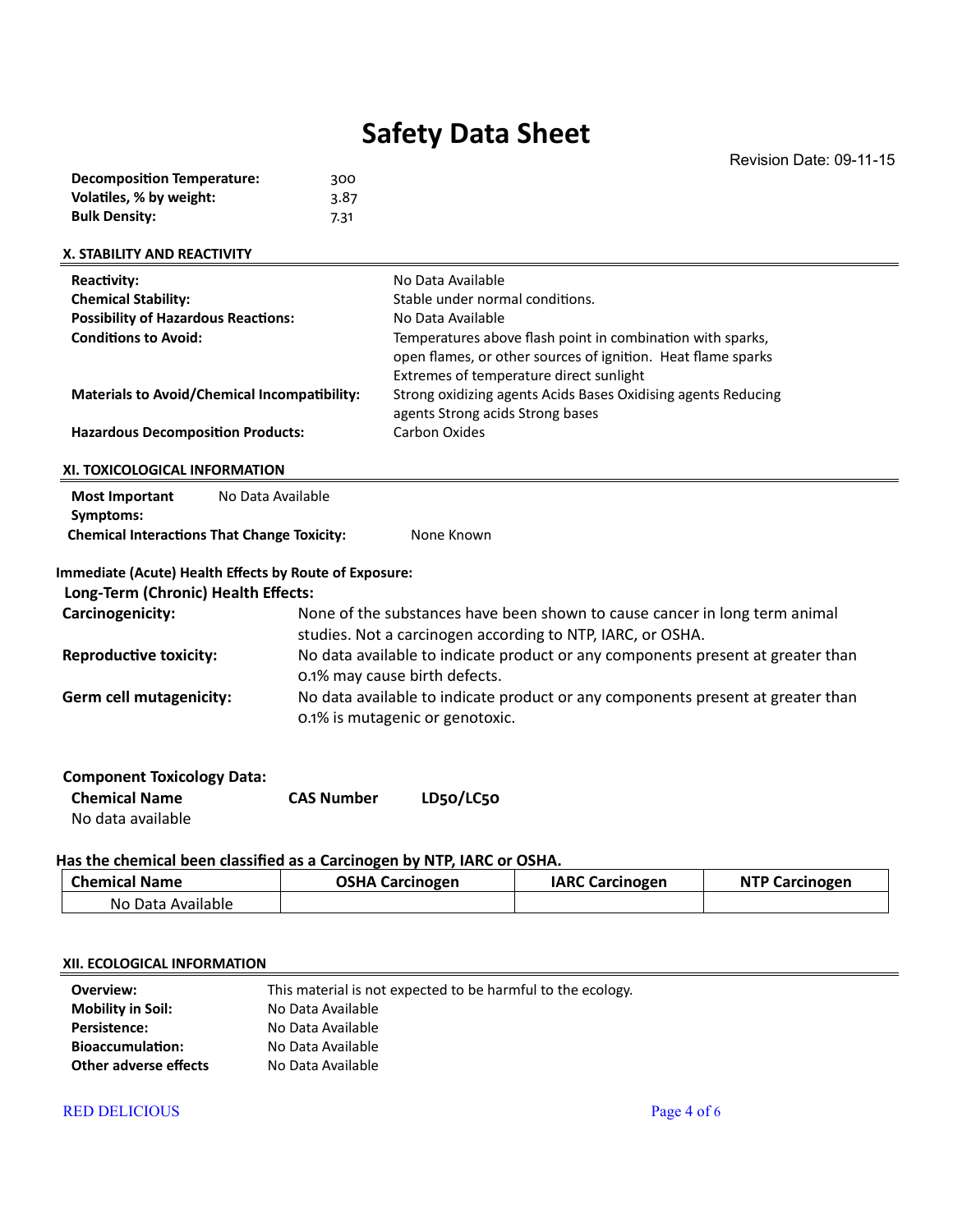# Safety Data Sheet

Revision Date: 09-11-15

| | |
|---|---|
| **Decomposition Temperature:** | 300 |
| **Volatiles, % by weight:** | 3.87 |
| **Bulk Density:** | 7.31 |

## X. STABILITY AND REACTIVITY

| | |
|---|---|
| **Reactivity:** | No Data Available |
| **Chemical Stability:** | Stable under normal conditions. |
| **Possibility of Hazardous Reactions:** | No Data Available |
| **Conditions to Avoid:** | Temperatures above flash point in combination with sparks, open flames, or other sources of ignition. Heat flame sparks Extremes of temperature direct sunlight |
| **Materials to Avoid/Chemical Incompatibility:** | Strong oxidizing agents Acids Bases Oxidising agents Reducing agents Strong acids Strong bases |
| **Hazardous Decomposition Products:** | Carbon Oxides |

## XI. TOXICOLOGICAL INFORMATION

| | |
|---|---|
| **Most Important Symptoms:** | No Data Available |
| **Chemical Interactions That Change Toxicity:** | None Known |

**Immediate (Acute) Health Effects by Route of Exposure:**

**Long-Term (Chronic) Health Effects:**

| | |
|---|---|
| **Carcinogenicity:** | None of the substances have been shown to cause cancer in long term animal studies. Not a carcinogen according to NTP, IARC, or OSHA. |
| **Reproductive toxicity:** | No data available to indicate product or any components present at greater than 0.1% may cause birth defects. |
| **Germ cell mutagenicity:** | No data available to indicate product or any components present at greater than 0.1% is mutagenic or genotoxic. |

**Component Toxicology Data:**

| Chemical Name | CAS Number | LD50/LC50 |
|---|---|---|
| No data available | | |

**Has the chemical been classified as a Carcinogen by NTP, IARC or OSHA.**

| Chemical Name | OSHA Carcinogen | IARC Carcinogen | NTP Carcinogen |
|---|---|---|---|
| No Data Available | | | |

## XII. ECOLOGICAL INFORMATION

| | |
|---|---|
| **Overview:** | This material is not expected to be harmful to the ecology. |
| **Mobility in Soil:** | No Data Available |
| **Persistence:** | No Data Available |
| **Bioaccumulation:** | No Data Available |
| **Other adverse effects** | No Data Available |

RED DELICIOUS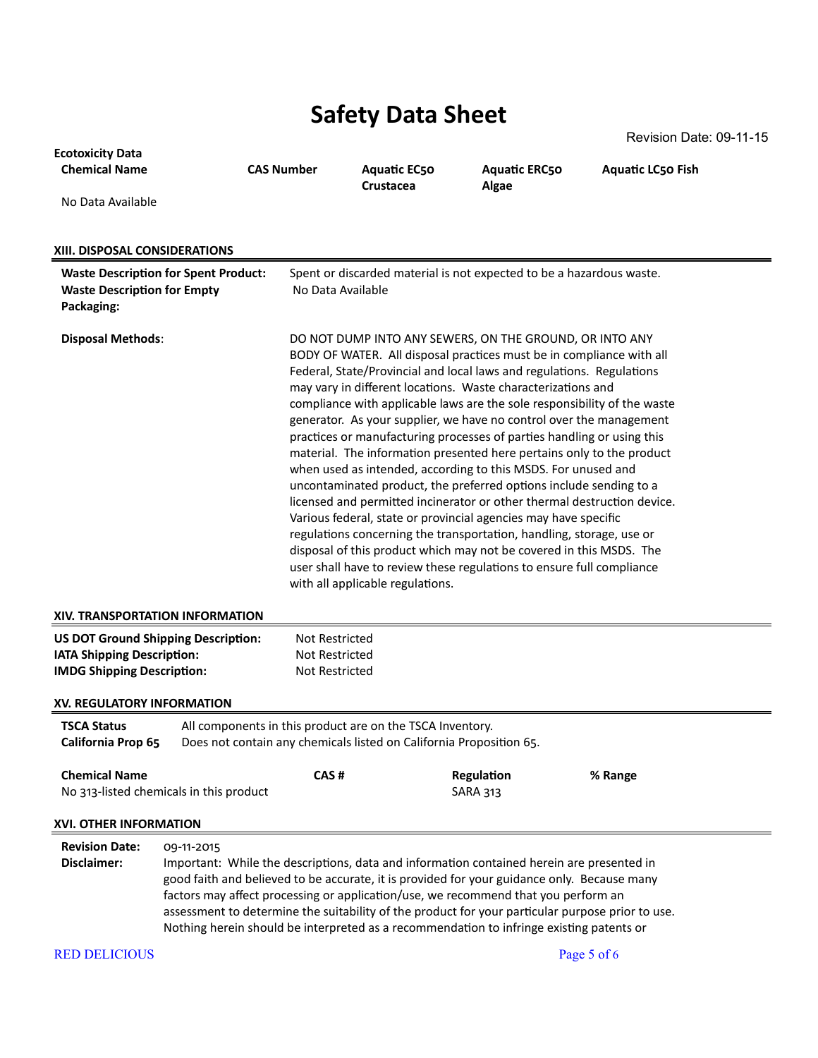# Safety Data Sheet

Revision Date: 09-11-15

**Ecotoxicity Data**

| Chemical Name | CAS Number | Aquatic EC50 Crustacea | Aquatic ERC50 Algae | Aquatic LC50 Fish |
|---|---|---|---|---|
| No Data Available | | | | |

## XIII. DISPOSAL CONSIDERATIONS

**Waste Description for Spent Product:** Spent or discarded material is not expected to be a hazardous waste.

**Waste Description for Empty Packaging:** No Data Available

**Disposal Methods**: DO NOT DUMP INTO ANY SEWERS, ON THE GROUND, OR INTO ANY BODY OF WATER. All disposal practices must be in compliance with all Federal, State/Provincial and local laws and regulations. Regulations may vary in different locations. Waste characterizations and compliance with applicable laws are the sole responsibility of the waste generator. As your supplier, we have no control over the management practices or manufacturing processes of parties handling or using this material. The information presented here pertains only to the product when used as intended, according to this MSDS. For unused and uncontaminated product, the preferred options include sending to a licensed and permitted incinerator or other thermal destruction device. Various federal, state or provincial agencies may have specific regulations concerning the transportation, handling, storage, use or disposal of this product which may not be covered in this MSDS. The user shall have to review these regulations to ensure full compliance with all applicable regulations.

## XIV. TRANSPORTATION INFORMATION

**US DOT Ground Shipping Description:** Not Restricted
**IATA Shipping Description:** Not Restricted
**IMDG Shipping Description:** Not Restricted

## XV. REGULATORY INFORMATION

**TSCA Status** All components in this product are on the TSCA Inventory.
**California Prop 65** Does not contain any chemicals listed on California Proposition 65.

| Chemical Name | CAS # | Regulation | % Range |
|---|---|---|---|
| No 313-listed chemicals in this product | | SARA 313 | |

## XVI. OTHER INFORMATION

**Revision Date:** 09-11-2015

**Disclaimer:** Important: While the descriptions, data and information contained herein are presented in good faith and believed to be accurate, it is provided for your guidance only. Because many factors may affect processing or application/use, we recommend that you perform an assessment to determine the suitability of the product for your particular purpose prior to use. Nothing herein should be interpreted as a recommendation to infringe existing patents or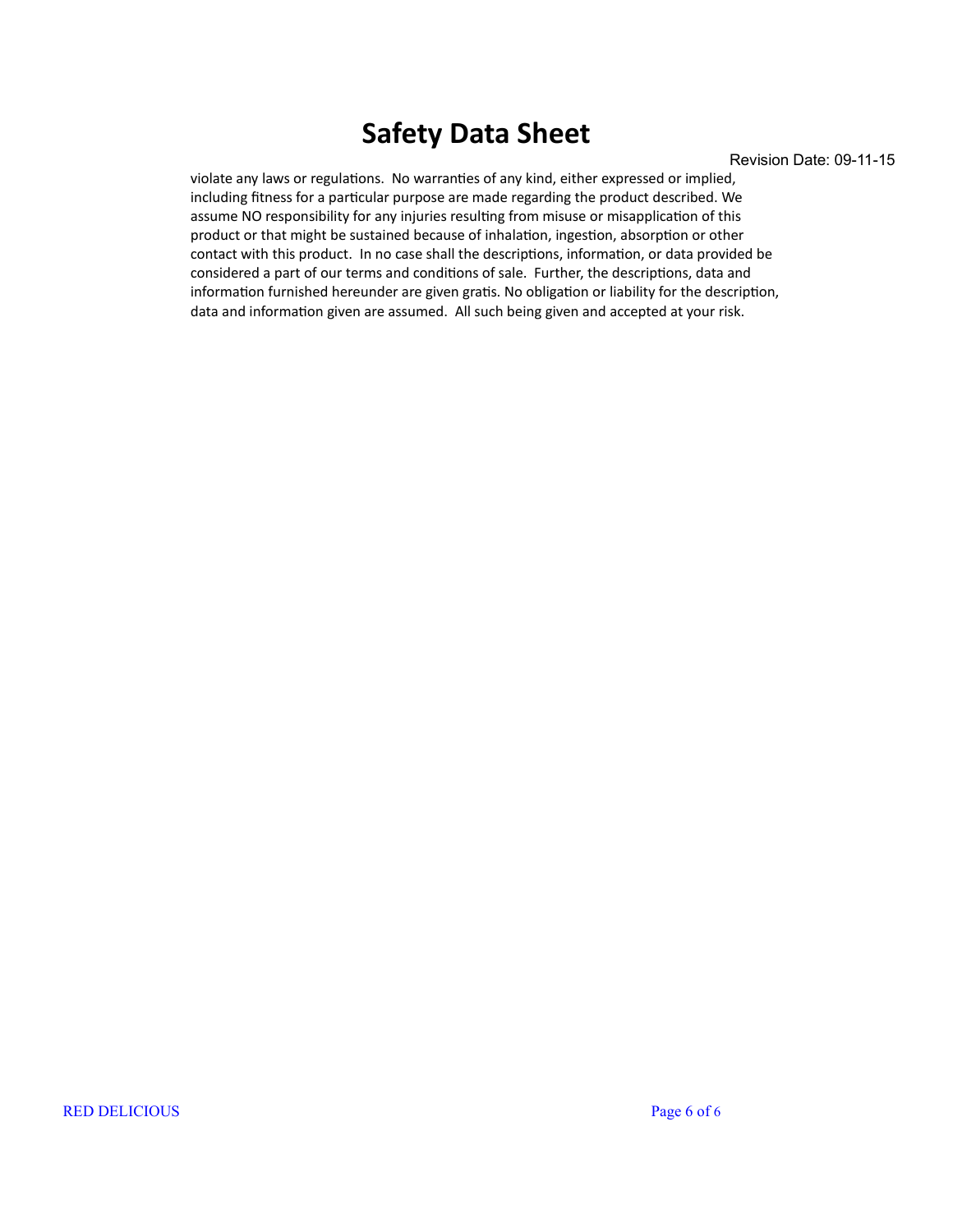violate any laws or regulations. No warranties of any kind, either expressed or implied, including fitness for a particular purpose are made regarding the product described. We assume NO responsibility for any injuries resulting from misuse or misapplication of this product or that might be sustained because of inhalation, ingestion, absorption or other contact with this product. In no case shall the descriptions, information, or data provided be considered a part of our terms and conditions of sale. Further, the descriptions, data and information furnished hereunder are given gratis. No obligation or liability for the description, data and information given are assumed. All such being given and accepted at your risk.